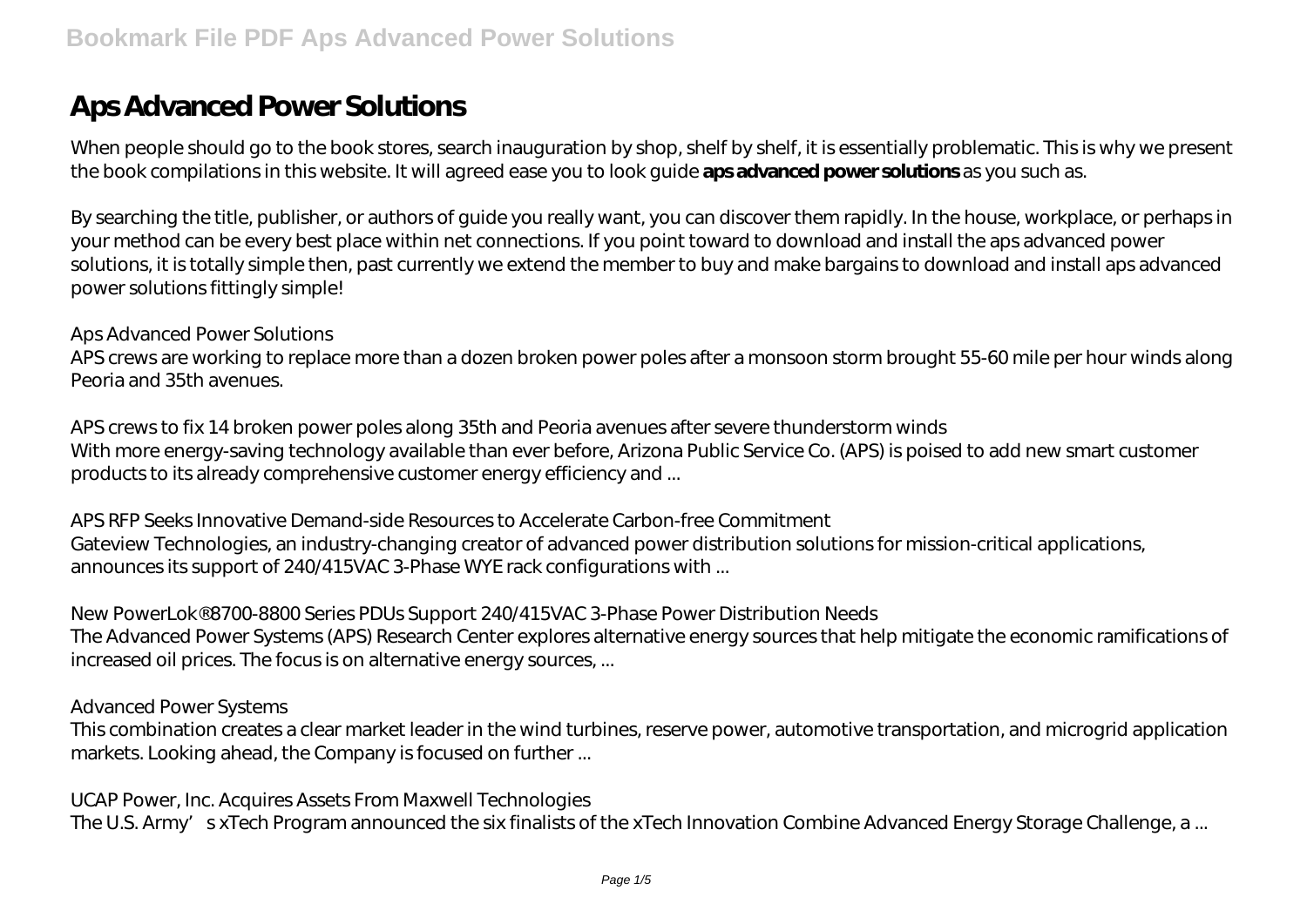# Aps Advanced Power Solutions

When people should go to the book stores, search inauguration by shop, shelf by shelf, it is essentially problematic. This is why we present the book compilations in this website. It will agreed ease you to look guide **aps advanced power solutions** as you such as.

By searching the title, publisher, or authors of guide you really want, you can discover them rapidly. In the house, workplace, or perhaps in your method can be every best place within net connections. If you point toward to download and install the aps advanced power solutions, it is totally simple then, past currently we extend the member to buy and make bargains to download and install aps advanced power solutions fittingly simple!

*Aps Advanced Power Solutions*

APS crews are working to replace more than a dozen broken power poles after a monsoon storm brought 55-60 mile per hour winds along Peoria and 35th avenues.

*APS crews to fix 14 broken power poles along 35th and Peoria avenues after severe thunderstorm winds*

With more energy-saving technology available than ever before, Arizona Public Service Co. (APS) is poised to add new smart customer products to its already comprehensive customer energy efficiency and ...

*APS RFP Seeks Innovative Demand-side Resources to Accelerate Carbon-free Commitment*

Gateview Technologies, an industry-changing creator of advanced power distribution solutions for mission-critical applications, announces its support of 240/415VAC 3-Phase WYE rack configurations with ...

*New PowerLok®8700-8800 Series PDUs Support 240/415VAC 3-Phase Power Distribution Needs*

The Advanced Power Systems (APS) Research Center explores alternative energy sources that help mitigate the economic ramifications of increased oil prices. The focus is on alternative energy sources, ...

*Advanced Power Systems*

This combination creates a clear market leader in the wind turbines, reserve power, automotive transportation, and microgrid application markets. Looking ahead, the Company is focused on further ...

*UCAP Power, Inc. Acquires Assets From Maxwell Technologies*

The U.S. Army's xTech Program announced the six finalists of the xTech Innovation Combine Advanced Energy Storage Challenge, a ...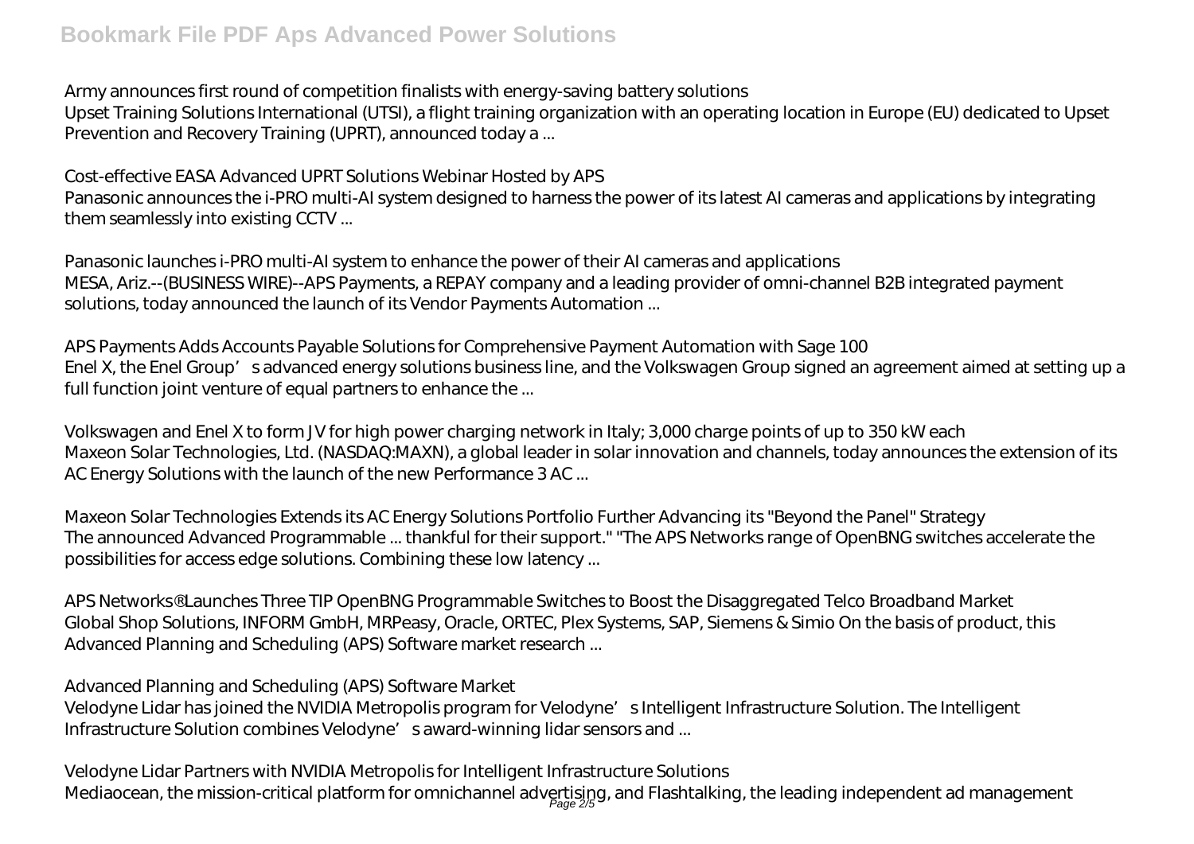Army announces first round of competition finalists with energy-saving battery solutions

Upset Training Solutions International (UTSI), a flight training organization with an operating location in Europe (EU) dedicated to Upset Prevention and Recovery Training (UPRT), announced today a ...

Cost-effective EASA Advanced UPRT Solutions Webinar Hosted by APS

Panasonic announces the i-PRO multi-AI system designed to harness the power of its latest AI cameras and applications by integrating them seamlessly into existing CCTV ...

Panasonic launches i-PRO multi-AI system to enhance the power of their AI cameras and applications

MESA, Ariz.--(BUSINESS WIRE)--APS Payments, a REPAY company and a leading provider of omni-channel B2B integrated payment solutions, today announced the launch of its Vendor Payments Automation ...

APS Payments Adds Accounts Payable Solutions for Comprehensive Payment Automation with Sage 100

Enel X, the Enel Group's advanced energy solutions business line, and the Volkswagen Group signed an agreement aimed at setting up a full function joint venture of equal partners to enhance the ...

Volkswagen and Enel X to form JV for high power charging network in Italy; 3,000 charge points of up to 350 kW each

Maxeon Solar Technologies, Ltd. (NASDAQ:MAXN), a global leader in solar innovation and channels, today announces the extension of its AC Energy Solutions with the launch of the new Performance 3 AC ...

Maxeon Solar Technologies Extends its AC Energy Solutions Portfolio Further Advancing its "Beyond the Panel" Strategy

The announced Advanced Programmable ... thankful for their support." "The APS Networks range of OpenBNG switches accelerate the possibilities for access edge solutions. Combining these low latency ...

APS Networks® Launches Three TIP OpenBNG Programmable Switches to Boost the Disaggregated Telco Broadband Market

Global Shop Solutions, INFORM GmbH, MRPeasy, Oracle, ORTEC, Plex Systems, SAP, Siemens & Simio On the basis of product, this Advanced Planning and Scheduling (APS) Software market research ...

Advanced Planning and Scheduling (APS) Software Market

Velodyne Lidar has joined the NVIDIA Metropolis program for Velodyne's Intelligent Infrastructure Solution. The Intelligent Infrastructure Solution combines Velodyne's award-winning lidar sensors and ...

Velodyne Lidar Partners with NVIDIA Metropolis for Intelligent Infrastructure Solutions

Mediaocean, the mission-critical platform for omnichannel advertising, and Flashtalking, the leading independent ad management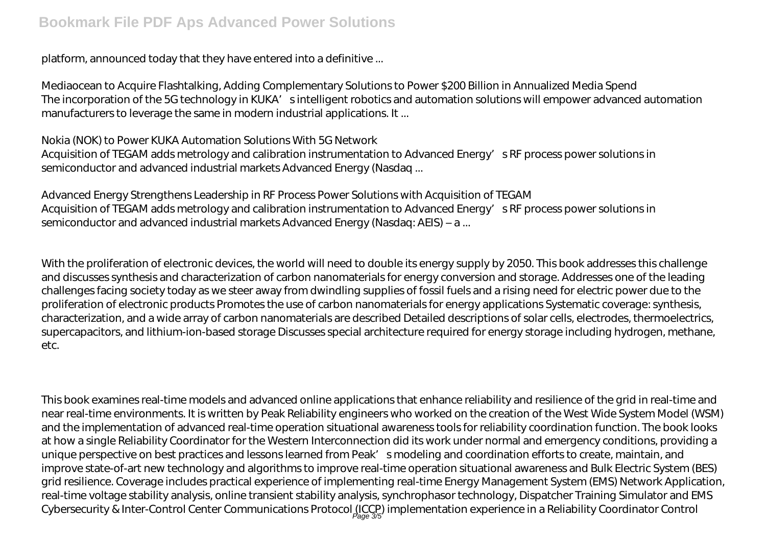platform, announced today that they have entered into a definitive ...

*Mediaocean to Acquire Flashtalking, Adding Complementary Solutions to Power $200 Billion in Annualized Media Spend*
The incorporation of the 5G technology in KUKA's intelligent robotics and automation solutions will empower advanced automation manufacturers to leverage the same in modern industrial applications. It ...

*Nokia (NOK) to Power KUKA Automation Solutions With 5G Network*
Acquisition of TEGAM adds metrology and calibration instrumentation to Advanced Energy's RF process power solutions in semiconductor and advanced industrial markets Advanced Energy (Nasdaq ...

*Advanced Energy Strengthens Leadership in RF Process Power Solutions with Acquisition of TEGAM*
Acquisition of TEGAM adds metrology and calibration instrumentation to Advanced Energy's RF process power solutions in semiconductor and advanced industrial markets Advanced Energy (Nasdaq: AEIS) – a ...

With the proliferation of electronic devices, the world will need to double its energy supply by 2050. This book addresses this challenge and discusses synthesis and characterization of carbon nanomaterials for energy conversion and storage. Addresses one of the leading challenges facing society today as we steer away from dwindling supplies of fossil fuels and a rising need for electric power due to the proliferation of electronic products Promotes the use of carbon nanomaterials for energy applications Systematic coverage: synthesis, characterization, and a wide array of carbon nanomaterials are described Detailed descriptions of solar cells, electrodes, thermoelectrics, supercapacitors, and lithium-ion-based storage Discusses special architecture required for energy storage including hydrogen, methane, etc.

This book examines real-time models and advanced online applications that enhance reliability and resilience of the grid in real-time and near real-time environments. It is written by Peak Reliability engineers who worked on the creation of the West Wide System Model (WSM) and the implementation of advanced real-time operation situational awareness tools for reliability coordination function. The book looks at how a single Reliability Coordinator for the Western Interconnection did its work under normal and emergency conditions, providing a unique perspective on best practices and lessons learned from Peak's modeling and coordination efforts to create, maintain, and improve state-of-art new technology and algorithms to improve real-time operation situational awareness and Bulk Electric System (BES) grid resilience. Coverage includes practical experience of implementing real-time Energy Management System (EMS) Network Application, real-time voltage stability analysis, online transient stability analysis, synchrophasor technology, Dispatcher Training Simulator and EMS Cybersecurity & Inter-Control Center Communications Protocol (ICCP) implementation experience in a Reliability Coordinator Control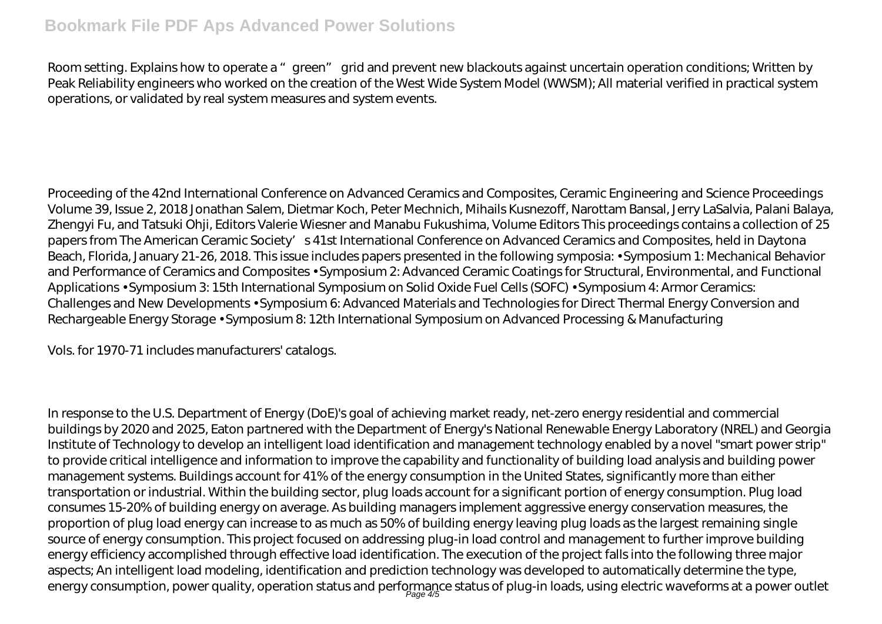Room setting. Explains how to operate a "green" grid and prevent new blackouts against uncertain operation conditions; Written by Peak Reliability engineers who worked on the creation of the West Wide System Model (WWSM); All material verified in practical system operations, or validated by real system measures and system events.

Proceeding of the 42nd International Conference on Advanced Ceramics and Composites, Ceramic Engineering and Science Proceedings Volume 39, Issue 2, 2018 Jonathan Salem, Dietmar Koch, Peter Mechnich, Mihails Kusnezoff, Narottam Bansal, Jerry LaSalvia, Palani Balaya, Zhengyi Fu, and Tatsuki Ohji, Editors Valerie Wiesner and Manabu Fukushima, Volume Editors This proceedings contains a collection of 25 papers from The American Ceramic Society's 41st International Conference on Advanced Ceramics and Composites, held in Daytona Beach, Florida, January 21-26, 2018. This issue includes papers presented in the following symposia: • Symposium 1: Mechanical Behavior and Performance of Ceramics and Composites • Symposium 2: Advanced Ceramic Coatings for Structural, Environmental, and Functional Applications • Symposium 3: 15th International Symposium on Solid Oxide Fuel Cells (SOFC) • Symposium 4: Armor Ceramics: Challenges and New Developments • Symposium 6: Advanced Materials and Technologies for Direct Thermal Energy Conversion and Rechargeable Energy Storage • Symposium 8: 12th International Symposium on Advanced Processing & Manufacturing

Vols. for 1970-71 includes manufacturers' catalogs.

In response to the U.S. Department of Energy (DoE)'s goal of achieving market ready, net-zero energy residential and commercial buildings by 2020 and 2025, Eaton partnered with the Department of Energy's National Renewable Energy Laboratory (NREL) and Georgia Institute of Technology to develop an intelligent load identification and management technology enabled by a novel "smart power strip" to provide critical intelligence and information to improve the capability and functionality of building load analysis and building power management systems. Buildings account for 41% of the energy consumption in the United States, significantly more than either transportation or industrial. Within the building sector, plug loads account for a significant portion of energy consumption. Plug load consumes 15-20% of building energy on average. As building managers implement aggressive energy conservation measures, the proportion of plug load energy can increase to as much as 50% of building energy leaving plug loads as the largest remaining single source of energy consumption. This project focused on addressing plug-in load control and management to further improve building energy efficiency accomplished through effective load identification. The execution of the project falls into the following three major aspects; An intelligent load modeling, identification and prediction technology was developed to automatically determine the type, energy consumption, power quality, operation status and performance status of plug-in loads, using electric waveforms at a power outlet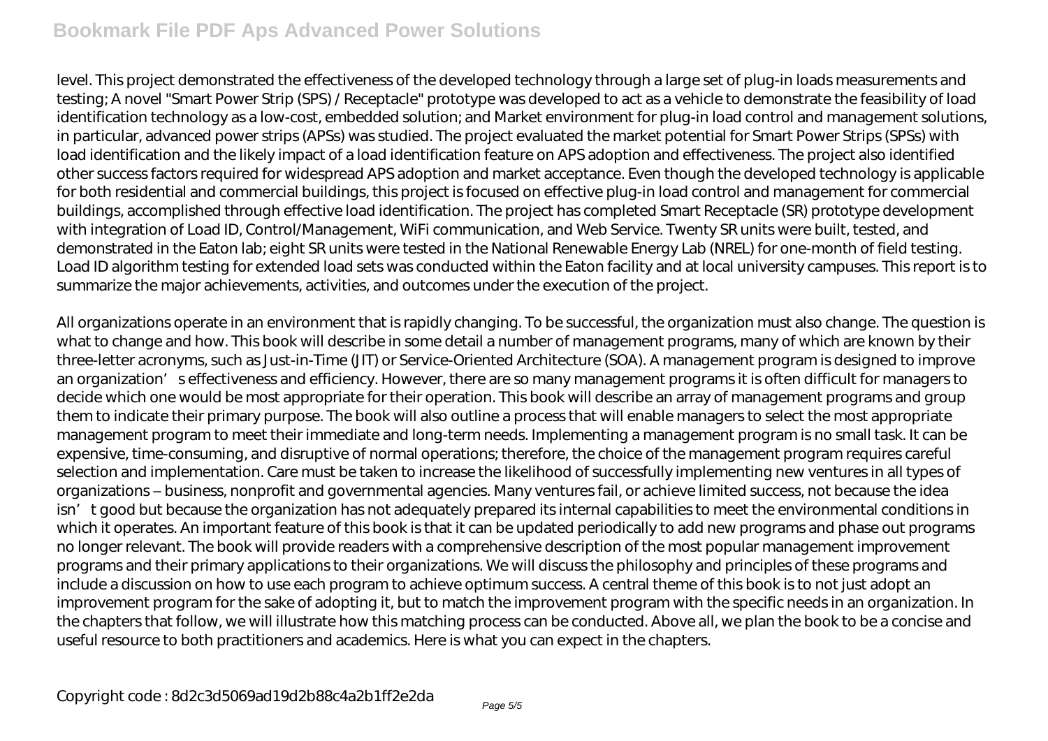level. This project demonstrated the effectiveness of the developed technology through a large set of plug-in loads measurements and testing; A novel "Smart Power Strip (SPS) / Receptacle" prototype was developed to act as a vehicle to demonstrate the feasibility of load identification technology as a low-cost, embedded solution; and Market environment for plug-in load control and management solutions, in particular, advanced power strips (APSs) was studied. The project evaluated the market potential for Smart Power Strips (SPSs) with load identification and the likely impact of a load identification feature on APS adoption and effectiveness. The project also identified other success factors required for widespread APS adoption and market acceptance. Even though the developed technology is applicable for both residential and commercial buildings, this project is focused on effective plug-in load control and management for commercial buildings, accomplished through effective load identification. The project has completed Smart Receptacle (SR) prototype development with integration of Load ID, Control/Management, WiFi communication, and Web Service. Twenty SR units were built, tested, and demonstrated in the Eaton lab; eight SR units were tested in the National Renewable Energy Lab (NREL) for one-month of field testing. Load ID algorithm testing for extended load sets was conducted within the Eaton facility and at local university campuses. This report is to summarize the major achievements, activities, and outcomes under the execution of the project.

All organizations operate in an environment that is rapidly changing. To be successful, the organization must also change. The question is what to change and how. This book will describe in some detail a number of management programs, many of which are known by their three-letter acronyms, such as Just-in-Time (JIT) or Service-Oriented Architecture (SOA). A management program is designed to improve an organization's effectiveness and efficiency. However, there are so many management programs it is often difficult for managers to decide which one would be most appropriate for their operation. This book will describe an array of management programs and group them to indicate their primary purpose. The book will also outline a process that will enable managers to select the most appropriate management program to meet their immediate and long-term needs. Implementing a management program is no small task. It can be expensive, time-consuming, and disruptive of normal operations; therefore, the choice of the management program requires careful selection and implementation. Care must be taken to increase the likelihood of successfully implementing new ventures in all types of organizations – business, nonprofit and governmental agencies. Many ventures fail, or achieve limited success, not because the idea isn't good but because the organization has not adequately prepared its internal capabilities to meet the environmental conditions in which it operates. An important feature of this book is that it can be updated periodically to add new programs and phase out programs no longer relevant. The book will provide readers with a comprehensive description of the most popular management improvement programs and their primary applications to their organizations. We will discuss the philosophy and principles of these programs and include a discussion on how to use each program to achieve optimum success. A central theme of this book is to not just adopt an improvement program for the sake of adopting it, but to match the improvement program with the specific needs in an organization. In the chapters that follow, we will illustrate how this matching process can be conducted. Above all, we plan the book to be a concise and useful resource to both practitioners and academics. Here is what you can expect in the chapters.

Copyright code : 8d2c3d5069ad19d2b88c4a2b1ff2e2da